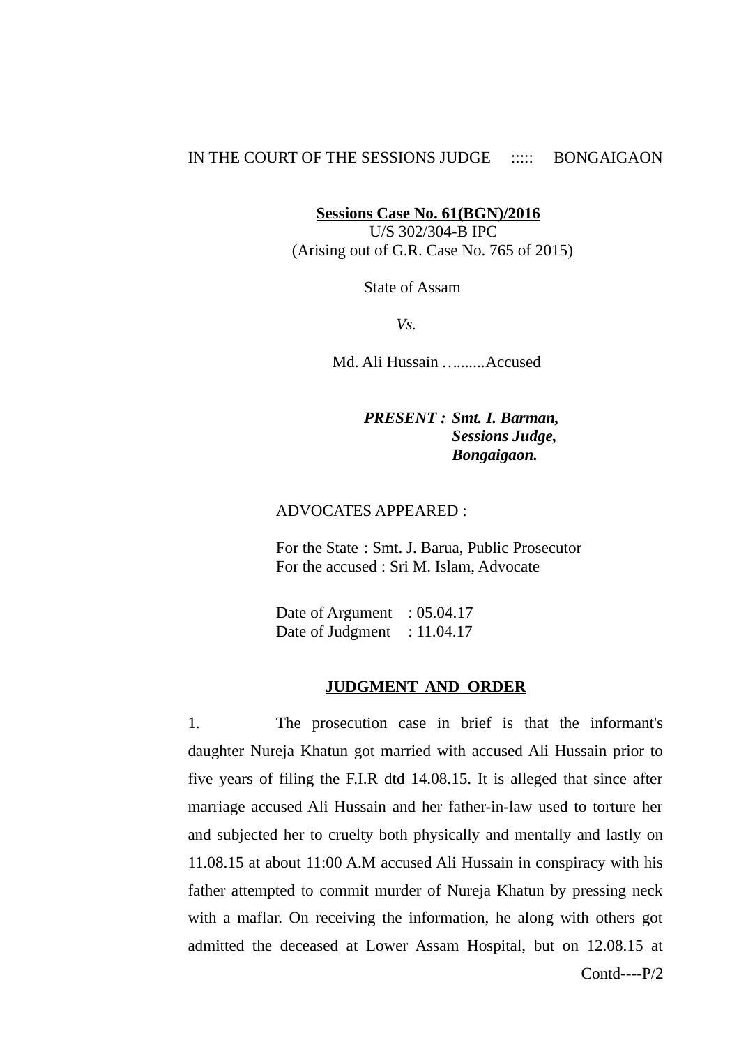IN THE COURT OF THE SESSIONS JUDGE ::::: BONGAIGAON

**Sessions Case No. 61(BGN)/2016**
U/S 302/304-B IPC
(Arising out of G.R. Case No. 765 of 2015)

State of Assam

*Vs.*

Md. Ali Hussain …........Accused

***PRESENT : Smt. I. Barman,***
***Sessions Judge,***
***Bongaigaon.***

ADVOCATES APPEARED :

For the State : Smt. J. Barua, Public Prosecutor
For the accused : Sri M. Islam, Advocate

Date of Argument : 05.04.17
Date of Judgment : 11.04.17

**JUDGMENT AND ORDER**

1. The prosecution case in brief is that the informant's daughter Nureja Khatun got married with accused Ali Hussain prior to five years of filing the F.I.R dtd 14.08.15. It is alleged that since after marriage accused Ali Hussain and her father-in-law used to torture her and subjected her to cruelty both physically and mentally and lastly on 11.08.15 at about 11:00 A.M accused Ali Hussain in conspiracy with his father attempted to commit murder of Nureja Khatun by pressing neck with a maflar. On receiving the information, he along with others got admitted the deceased at Lower Assam Hospital, but on 12.08.15 at

Contd----P/2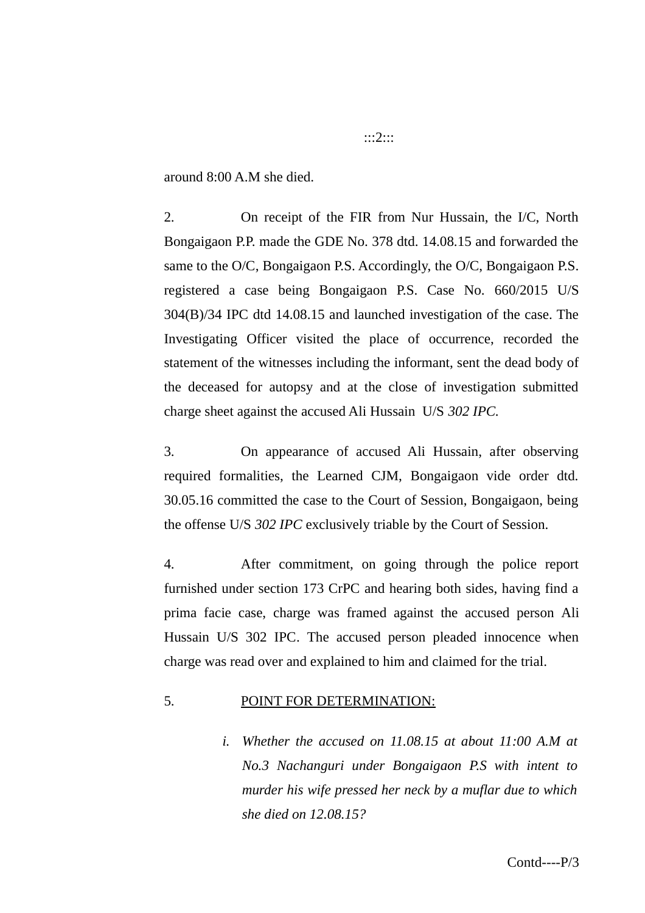around 8:00 A.M she died.

2. On receipt of the FIR from Nur Hussain, the I/C, North Bongaigaon P.P. made the GDE No. 378 dtd. 14.08.15 and forwarded the same to the O/C, Bongaigaon P.S. Accordingly, the O/C, Bongaigaon P.S. registered a case being Bongaigaon P.S. Case No. 660/2015 U/S 304(B)/34 IPC dtd 14.08.15 and launched investigation of the case. The Investigating Officer visited the place of occurrence, recorded the statement of the witnesses including the informant, sent the dead body of the deceased for autopsy and at the close of investigation submitted charge sheet against the accused Ali Hussain U/S *302 IPC.*

3. On appearance of accused Ali Hussain, after observing required formalities, the Learned CJM, Bongaigaon vide order dtd. 30.05.16 committed the case to the Court of Session, Bongaigaon, being the offense U/S *302 IPC* exclusively triable by the Court of Session.

4. After commitment, on going through the police report furnished under section 173 CrPC and hearing both sides, having find a prima facie case, charge was framed against the accused person Ali Hussain U/S 302 IPC. The accused person pleaded innocence when charge was read over and explained to him and claimed for the trial.

5. <u>POINT FOR DETERMINATION:</u>

   i. *Whether the accused on 11.08.15 at about 11:00 A.M at No.3 Nachanguri under Bongaigaon P.S with intent to murder his wife pressed her neck by a muflar due to which she died on 12.08.15?*

Contd----P/3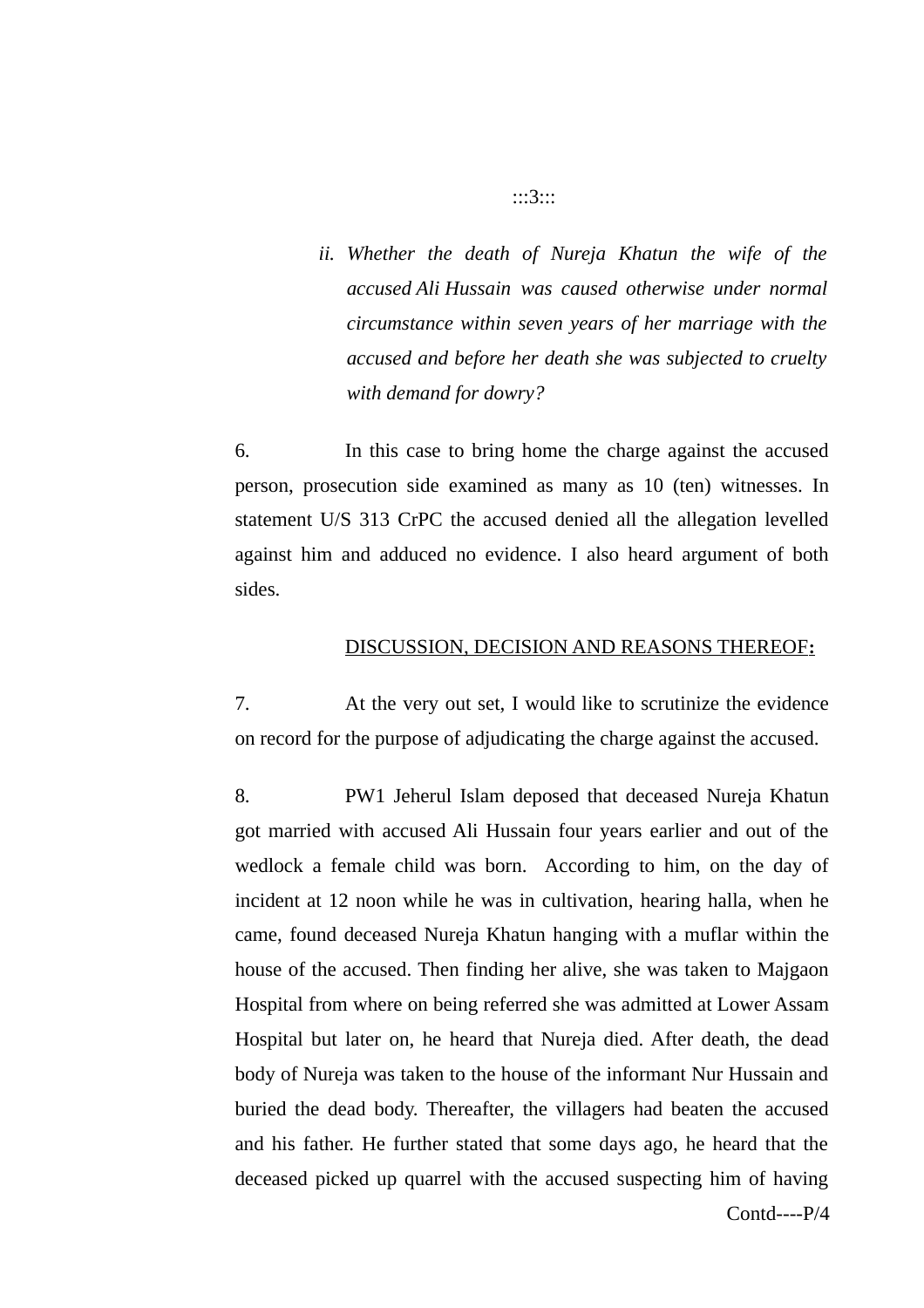ii. *Whether the death of Nureja Khatun the wife of the accused Ali Hussain was caused otherwise under normal circumstance within seven years of her marriage with the accused and before her death she was subjected to cruelty with demand for dowry?*

6. In this case to bring home the charge against the accused person, prosecution side examined as many as 10 (ten) witnesses. In statement U/S 313 CrPC the accused denied all the allegation levelled against him and adduced no evidence. I also heard argument of both sides.

<u>DISCUSSION, DECISION AND REASONS THEREOF</u>**:**

7. At the very out set, I would like to scrutinize the evidence on record for the purpose of adjudicating the charge against the accused.

8. PW1 Jeherul Islam deposed that deceased Nureja Khatun got married with accused Ali Hussain four years earlier and out of the wedlock a female child was born. According to him, on the day of incident at 12 noon while he was in cultivation, hearing halla, when he came, found deceased Nureja Khatun hanging with a muflar within the house of the accused. Then finding her alive, she was taken to Majgaon Hospital from where on being referred she was admitted at Lower Assam Hospital but later on, he heard that Nureja died. After death, the dead body of Nureja was taken to the house of the informant Nur Hussain and buried the dead body. Thereafter, the villagers had beaten the accused and his father. He further stated that some days ago, he heard that the deceased picked up quarrel with the accused suspecting him of having

Contd----P/4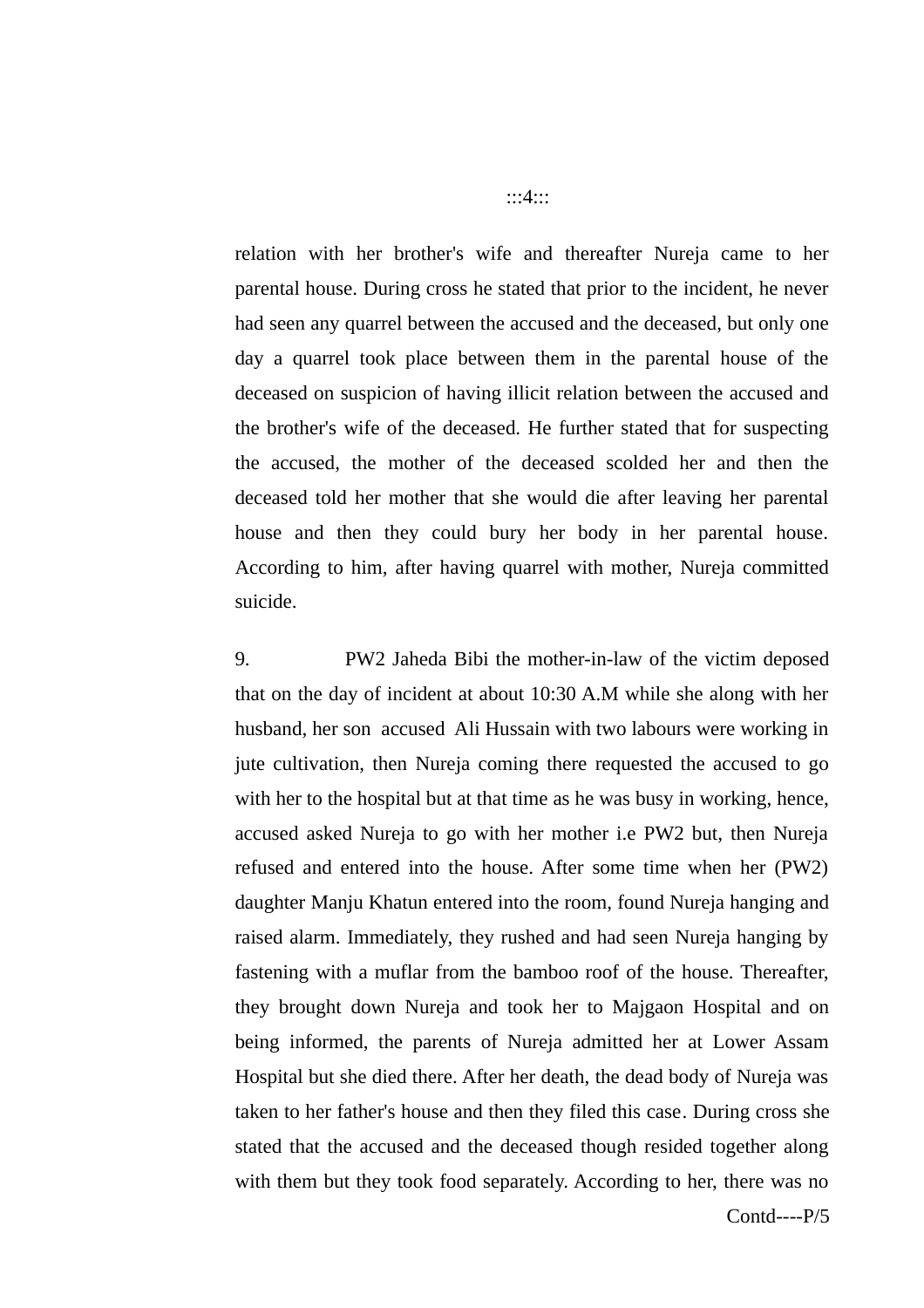relation with her brother's wife and thereafter Nureja came to her parental house. During cross he stated that prior to the incident, he never had seen any quarrel between the accused and the deceased, but only one day a quarrel took place between them in the parental house of the deceased on suspicion of having illicit relation between the accused and the brother's wife of the deceased. He further stated that for suspecting the accused, the mother of the deceased scolded her and then the deceased told her mother that she would die after leaving her parental house and then they could bury her body in her parental house. According to him, after having quarrel with mother, Nureja committed suicide.

9. PW2 Jaheda Bibi the mother-in-law of the victim deposed that on the day of incident at about 10:30 A.M while she along with her husband, her son accused Ali Hussain with two labours were working in jute cultivation, then Nureja coming there requested the accused to go with her to the hospital but at that time as he was busy in working, hence, accused asked Nureja to go with her mother i.e PW2 but, then Nureja refused and entered into the house. After some time when her (PW2) daughter Manju Khatun entered into the room, found Nureja hanging and raised alarm. Immediately, they rushed and had seen Nureja hanging by fastening with a muflar from the bamboo roof of the house. Thereafter, they brought down Nureja and took her to Majgaon Hospital and on being informed, the parents of Nureja admitted her at Lower Assam Hospital but she died there. After her death, the dead body of Nureja was taken to her father's house and then they filed this case. During cross she stated that the accused and the deceased though resided together along with them but they took food separately. According to her, there was no

Contd----P/5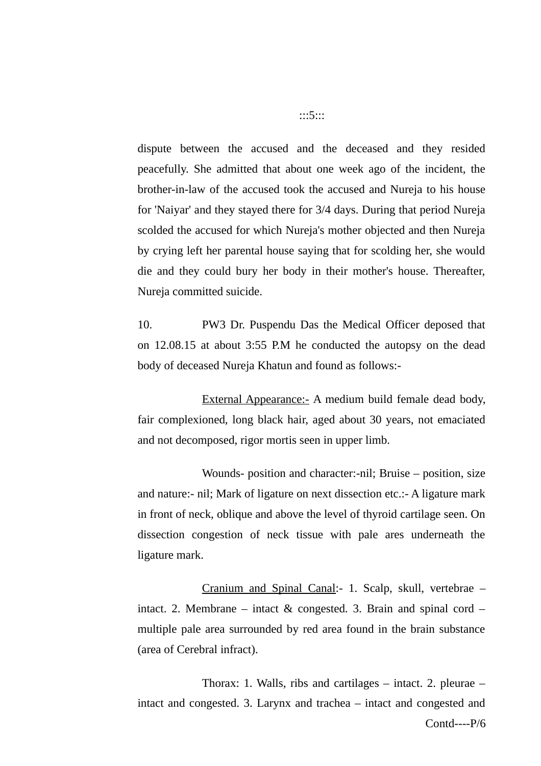dispute between the accused and the deceased and they resided peacefully. She admitted that about one week ago of the incident, the brother-in-law of the accused took the accused and Nureja to his house for 'Naiyar' and they stayed there for 3/4 days. During that period Nureja scolded the accused for which Nureja's mother objected and then Nureja by crying left her parental house saying that for scolding her, she would die and they could bury her body in their mother's house. Thereafter, Nureja committed suicide.

10. PW3 Dr. Puspendu Das the Medical Officer deposed that on 12.08.15 at about 3:55 P.M he conducted the autopsy on the dead body of deceased Nureja Khatun and found as follows:-

<u>External Appearance:-</u> A medium build female dead body, fair complexioned, long black hair, aged about 30 years, not emaciated and not decomposed, rigor mortis seen in upper limb.

Wounds- position and character:-nil; Bruise – position, size and nature:- nil; Mark of ligature on next dissection etc.:- A ligature mark in front of neck, oblique and above the level of thyroid cartilage seen. On dissection congestion of neck tissue with pale ares underneath the ligature mark.

<u>Cranium and Spinal Canal</u>:- 1. Scalp, skull, vertebrae – intact. 2. Membrane – intact & congested. 3. Brain and spinal cord – multiple pale area surrounded by red area found in the brain substance (area of Cerebral infract).

Thorax: 1. Walls, ribs and cartilages – intact. 2. pleurae – intact and congested. 3. Larynx and trachea – intact and congested and

Contd----P/6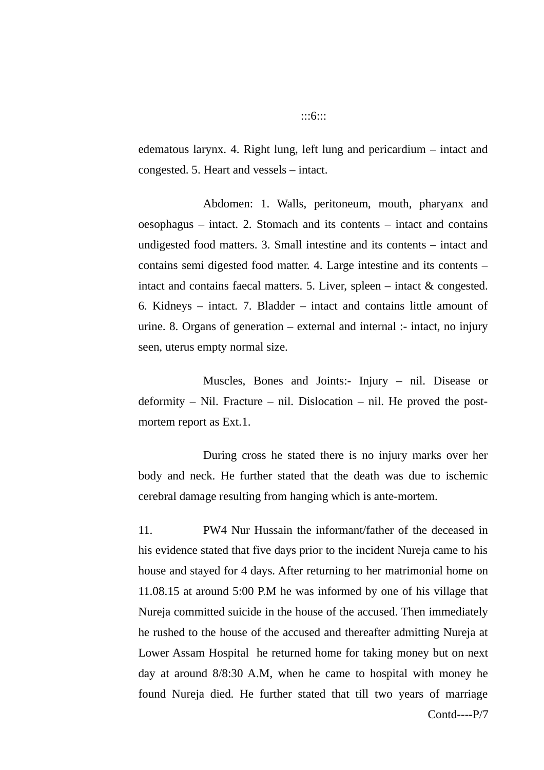edematous larynx. 4. Right lung, left lung and pericardium – intact and congested. 5. Heart and vessels – intact.

Abdomen: 1. Walls, peritoneum, mouth, pharyanx and oesophagus – intact. 2. Stomach and its contents – intact and contains undigested food matters. 3. Small intestine and its contents – intact and contains semi digested food matter. 4. Large intestine and its contents – intact and contains faecal matters. 5. Liver, spleen – intact & congested. 6. Kidneys – intact. 7. Bladder – intact and contains little amount of urine. 8. Organs of generation – external and internal :- intact, no injury seen, uterus empty normal size.

Muscles, Bones and Joints:- Injury – nil. Disease or deformity – Nil. Fracture – nil. Dislocation – nil. He proved the post-mortem report as Ext.1.

During cross he stated there is no injury marks over her body and neck. He further stated that the death was due to ischemic cerebral damage resulting from hanging which is ante-mortem.

11. PW4 Nur Hussain the informant/father of the deceased in his evidence stated that five days prior to the incident Nureja came to his house and stayed for 4 days. After returning to her matrimonial home on 11.08.15 at around 5:00 P.M he was informed by one of his village that Nureja committed suicide in the house of the accused. Then immediately he rushed to the house of the accused and thereafter admitting Nureja at Lower Assam Hospital he returned home for taking money but on next day at around 8/8:30 A.M, when he came to hospital with money he found Nureja died. He further stated that till two years of marriage

Contd----P/7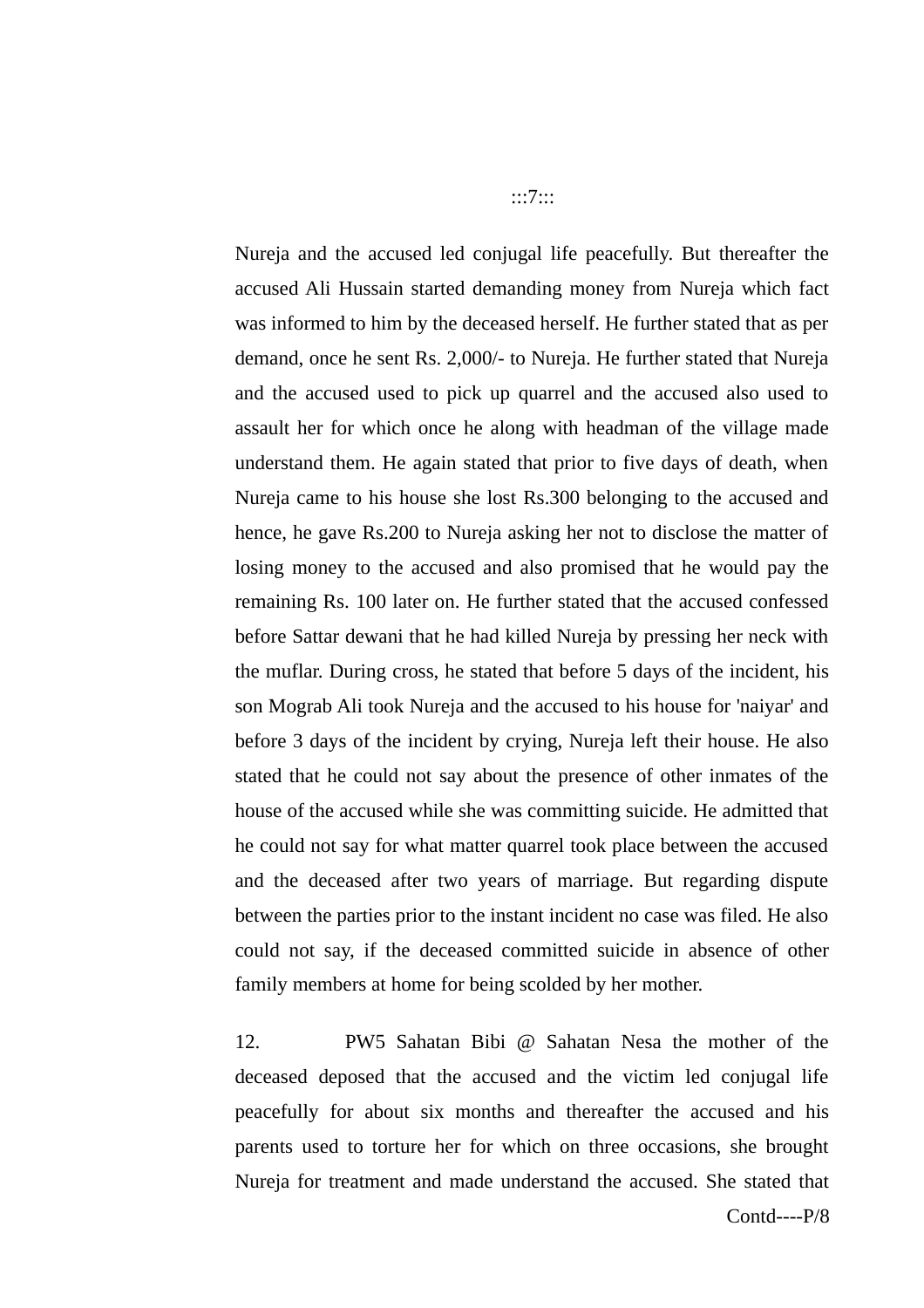Nureja and the accused led conjugal life peacefully. But thereafter the accused Ali Hussain started demanding money from Nureja which fact was informed to him by the deceased herself. He further stated that as per demand, once he sent Rs. 2,000/- to Nureja. He further stated that Nureja and the accused used to pick up quarrel and the accused also used to assault her for which once he along with headman of the village made understand them. He again stated that prior to five days of death, when Nureja came to his house she lost Rs.300 belonging to the accused and hence, he gave Rs.200 to Nureja asking her not to disclose the matter of losing money to the accused and also promised that he would pay the remaining Rs. 100 later on. He further stated that the accused confessed before Sattar dewani that he had killed Nureja by pressing her neck with the muflar. During cross, he stated that before 5 days of the incident, his son Mograb Ali took Nureja and the accused to his house for 'naiyar' and before 3 days of the incident by crying, Nureja left their house. He also stated that he could not say about the presence of other inmates of the house of the accused while she was committing suicide. He admitted that he could not say for what matter quarrel took place between the accused and the deceased after two years of marriage. But regarding dispute between the parties prior to the instant incident no case was filed. He also could not say, if the deceased committed suicide in absence of other family members at home for being scolded by her mother.

12. PW5 Sahatan Bibi @ Sahatan Nesa the mother of the deceased deposed that the accused and the victim led conjugal life peacefully for about six months and thereafter the accused and his parents used to torture her for which on three occasions, she brought Nureja for treatment and made understand the accused. She stated that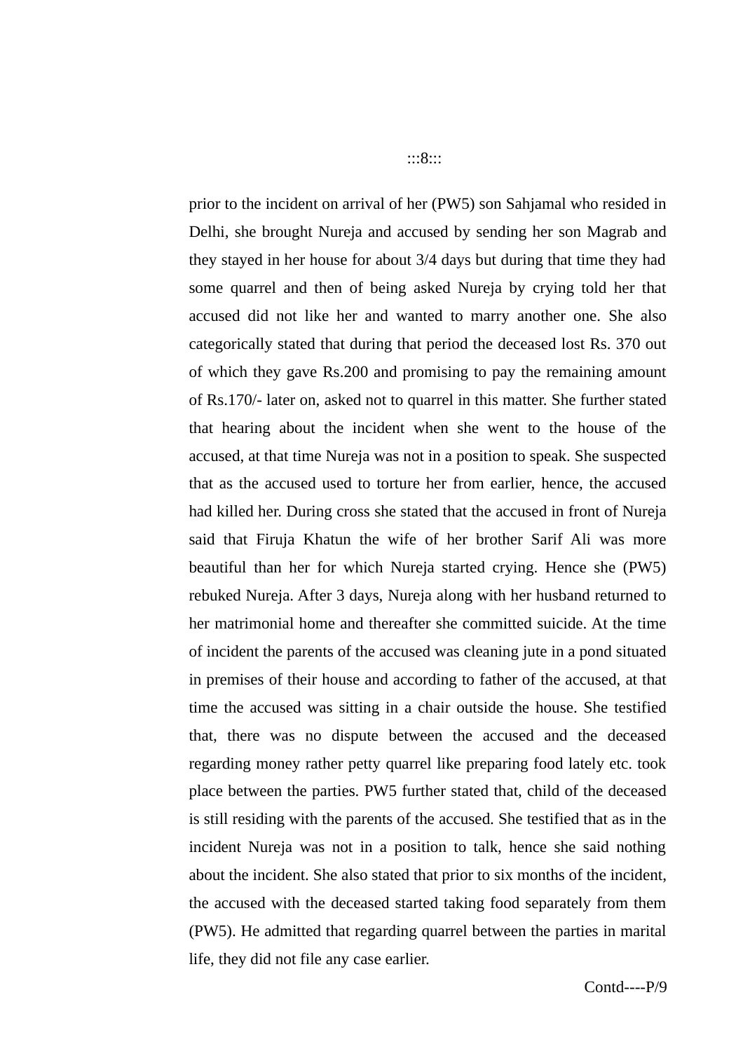prior to the incident on arrival of her (PW5) son Sahjamal who resided in Delhi, she brought Nureja and accused by sending her son Magrab and they stayed in her house for about 3/4 days but during that time they had some quarrel and then of being asked Nureja by crying told her that accused did not like her and wanted to marry another one. She also categorically stated that during that period the deceased lost Rs. 370 out of which they gave Rs.200 and promising to pay the remaining amount of Rs.170/- later on, asked not to quarrel in this matter. She further stated that hearing about the incident when she went to the house of the accused, at that time Nureja was not in a position to speak. She suspected that as the accused used to torture her from earlier, hence, the accused had killed her. During cross she stated that the accused in front of Nureja said that Firuja Khatun the wife of her brother Sarif Ali was more beautiful than her for which Nureja started crying. Hence she (PW5) rebuked Nureja. After 3 days, Nureja along with her husband returned to her matrimonial home and thereafter she committed suicide. At the time of incident the parents of the accused was cleaning jute in a pond situated in premises of their house and according to father of the accused, at that time the accused was sitting in a chair outside the house. She testified that, there was no dispute between the accused and the deceased regarding money rather petty quarrel like preparing food lately etc. took place between the parties. PW5 further stated that, child of the deceased is still residing with the parents of the accused. She testified that as in the incident Nureja was not in a position to talk, hence she said nothing about the incident. She also stated that prior to six months of the incident, the accused with the deceased started taking food separately from them (PW5). He admitted that regarding quarrel between the parties in marital life, they did not file any case earlier.

Contd----P/9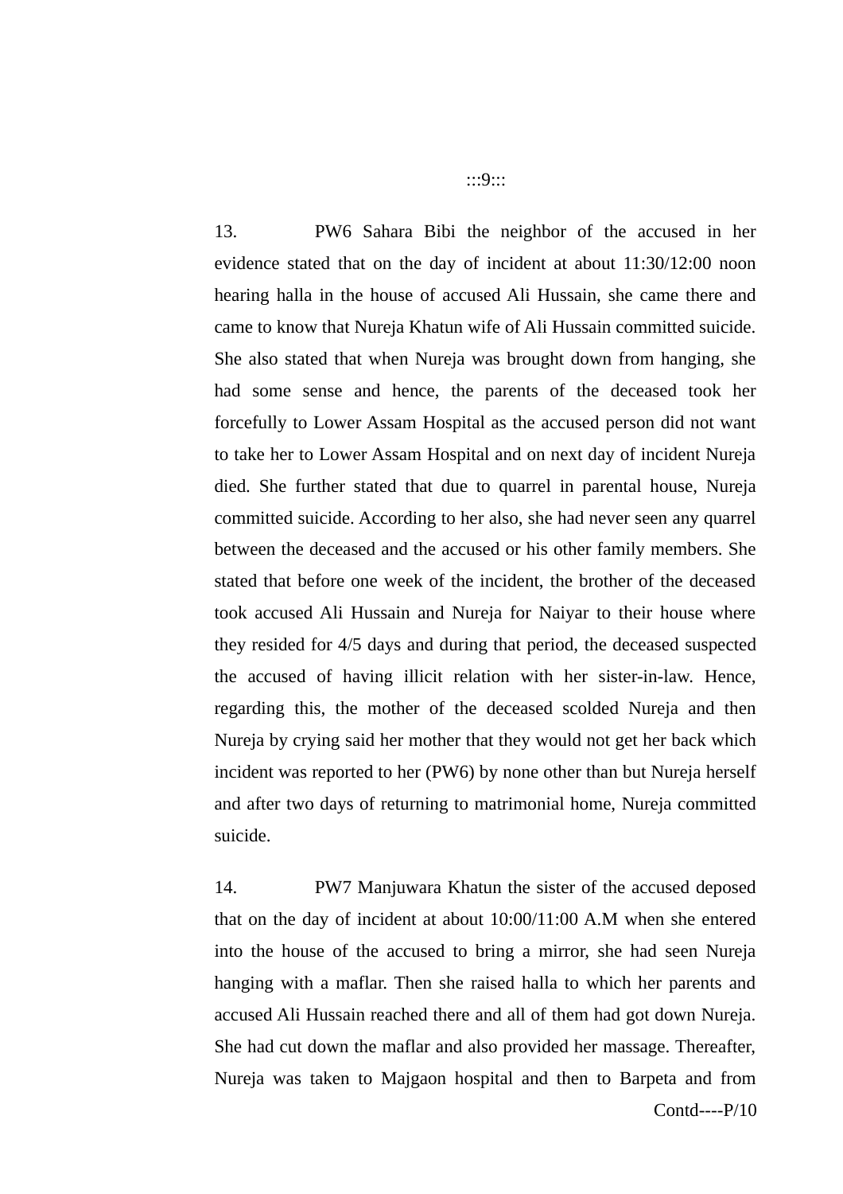13. PW6 Sahara Bibi the neighbor of the accused in her evidence stated that on the day of incident at about 11:30/12:00 noon hearing halla in the house of accused Ali Hussain, she came there and came to know that Nureja Khatun wife of Ali Hussain committed suicide. She also stated that when Nureja was brought down from hanging, she had some sense and hence, the parents of the deceased took her forcefully to Lower Assam Hospital as the accused person did not want to take her to Lower Assam Hospital and on next day of incident Nureja died. She further stated that due to quarrel in parental house, Nureja committed suicide. According to her also, she had never seen any quarrel between the deceased and the accused or his other family members. She stated that before one week of the incident, the brother of the deceased took accused Ali Hussain and Nureja for Naiyar to their house where they resided for 4/5 days and during that period, the deceased suspected the accused of having illicit relation with her sister-in-law. Hence, regarding this, the mother of the deceased scolded Nureja and then Nureja by crying said her mother that they would not get her back which incident was reported to her (PW6) by none other than but Nureja herself and after two days of returning to matrimonial home, Nureja committed suicide.

14. PW7 Manjuwara Khatun the sister of the accused deposed that on the day of incident at about 10:00/11:00 A.M when she entered into the house of the accused to bring a mirror, she had seen Nureja hanging with a maflar. Then she raised halla to which her parents and accused Ali Hussain reached there and all of them had got down Nureja. She had cut down the maflar and also provided her massage. Thereafter, Nureja was taken to Majgaon hospital and then to Barpeta and from

Contd----P/10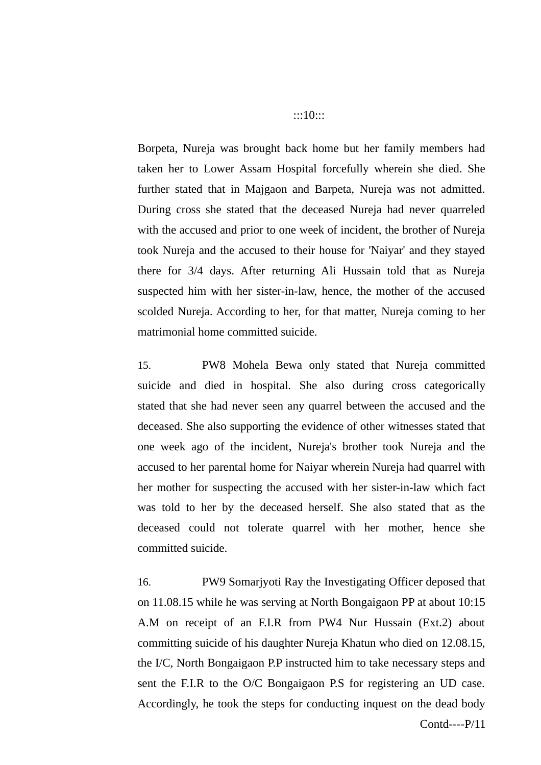Borpeta, Nureja was brought back home but her family members had taken her to Lower Assam Hospital forcefully wherein she died. She further stated that in Majgaon and Barpeta, Nureja was not admitted. During cross she stated that the deceased Nureja had never quarreled with the accused and prior to one week of incident, the brother of Nureja took Nureja and the accused to their house for 'Naiyar' and they stayed there for 3/4 days. After returning Ali Hussain told that as Nureja suspected him with her sister-in-law, hence, the mother of the accused scolded Nureja. According to her, for that matter, Nureja coming to her matrimonial home committed suicide.

15. PW8 Mohela Bewa only stated that Nureja committed suicide and died in hospital. She also during cross categorically stated that she had never seen any quarrel between the accused and the deceased. She also supporting the evidence of other witnesses stated that one week ago of the incident, Nureja's brother took Nureja and the accused to her parental home for Naiyar wherein Nureja had quarrel with her mother for suspecting the accused with her sister-in-law which fact was told to her by the deceased herself. She also stated that as the deceased could not tolerate quarrel with her mother, hence she committed suicide.

16. PW9 Somarjyoti Ray the Investigating Officer deposed that on 11.08.15 while he was serving at North Bongaigaon PP at about 10:15 A.M on receipt of an F.I.R from PW4 Nur Hussain (Ext.2) about committing suicide of his daughter Nureja Khatun who died on 12.08.15, the I/C, North Bongaigaon P.P instructed him to take necessary steps and sent the F.I.R to the O/C Bongaigaon P.S for registering an UD case. Accordingly, he took the steps for conducting inquest on the dead body

Contd----P/11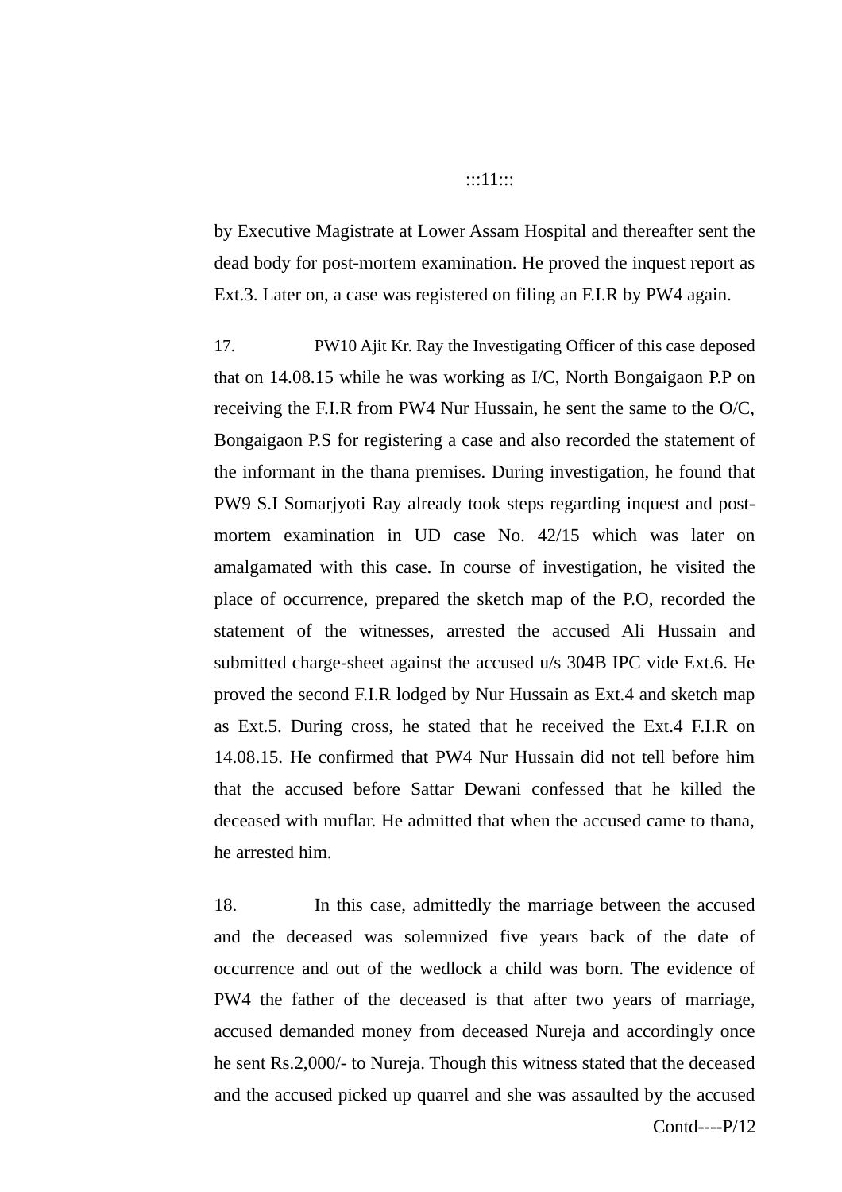by Executive Magistrate at Lower Assam Hospital and thereafter sent the dead body for post-mortem examination. He proved the inquest report as Ext.3. Later on, a case was registered on filing an F.I.R by PW4 again.

17. PW10 Ajit Kr. Ray the Investigating Officer of this case deposed that on 14.08.15 while he was working as I/C, North Bongaigaon P.P on receiving the F.I.R from PW4 Nur Hussain, he sent the same to the O/C, Bongaigaon P.S for registering a case and also recorded the statement of the informant in the thana premises. During investigation, he found that PW9 S.I Somarjyoti Ray already took steps regarding inquest and post-mortem examination in UD case No. 42/15 which was later on amalgamated with this case. In course of investigation, he visited the place of occurrence, prepared the sketch map of the P.O, recorded the statement of the witnesses, arrested the accused Ali Hussain and submitted charge-sheet against the accused u/s 304B IPC vide Ext.6. He proved the second F.I.R lodged by Nur Hussain as Ext.4 and sketch map as Ext.5. During cross, he stated that he received the Ext.4 F.I.R on 14.08.15. He confirmed that PW4 Nur Hussain did not tell before him that the accused before Sattar Dewani confessed that he killed the deceased with muflar. He admitted that when the accused came to thana, he arrested him.

18. In this case, admittedly the marriage between the accused and the deceased was solemnized five years back of the date of occurrence and out of the wedlock a child was born. The evidence of PW4 the father of the deceased is that after two years of marriage, accused demanded money from deceased Nureja and accordingly once he sent Rs.2,000/- to Nureja. Though this witness stated that the deceased and the accused picked up quarrel and she was assaulted by the accused

Contd----P/12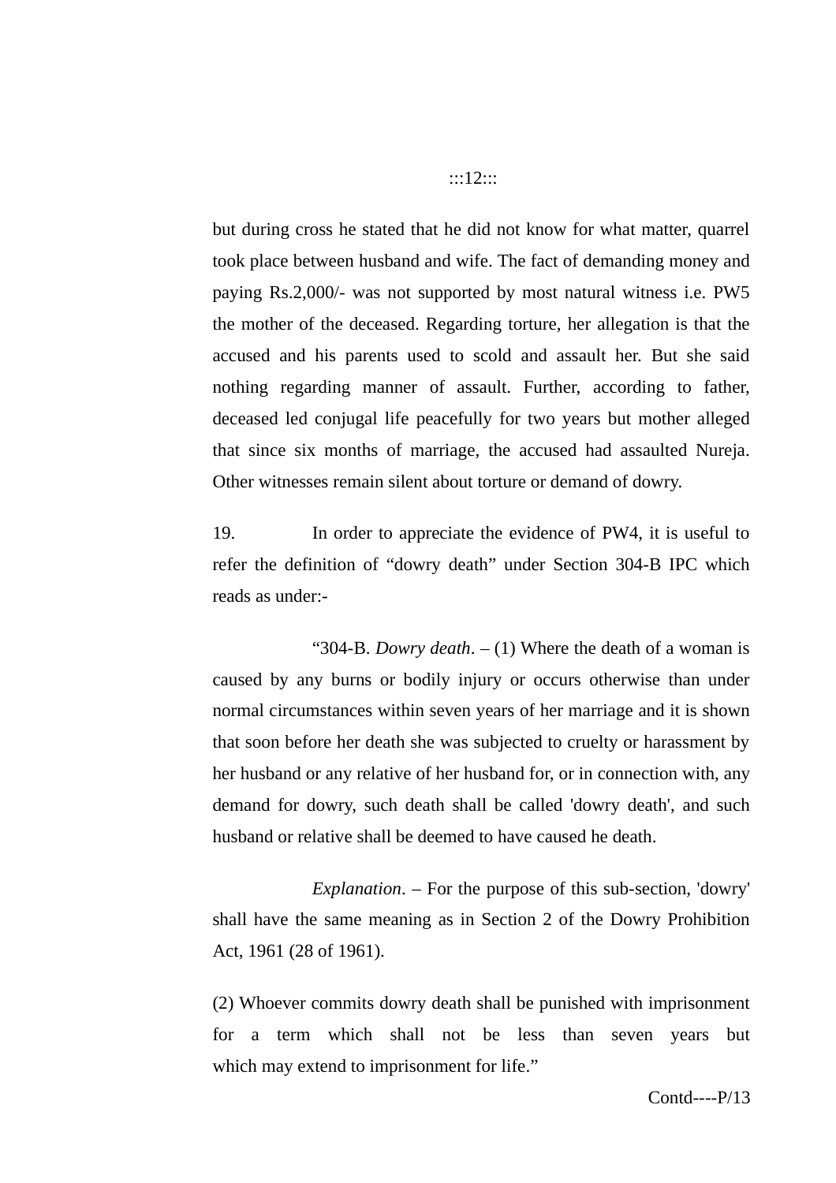but during cross he stated that he did not know for what matter, quarrel took place between husband and wife. The fact of demanding money and paying Rs.2,000/- was not supported by most natural witness i.e. PW5 the mother of the deceased. Regarding torture, her allegation is that the accused and his parents used to scold and assault her. But she said nothing regarding manner of assault. Further, according to father, deceased led conjugal life peacefully for two years but mother alleged that since six months of marriage, the accused had assaulted Nureja. Other witnesses remain silent about torture or demand of dowry.

19. In order to appreciate the evidence of PW4, it is useful to refer the definition of “dowry death” under Section 304-B IPC which reads as under:-

> “304-B. *Dowry death*. – (1) Where the death of a woman is caused by any burns or bodily injury or occurs otherwise than under normal circumstances within seven years of her marriage and it is shown that soon before her death she was subjected to cruelty or harassment by her husband or any relative of her husband for, or in connection with, any demand for dowry, such death shall be called 'dowry death', and such husband or relative shall be deemed to have caused he death.
>
> *Explanation*. – For the purpose of this sub-section, 'dowry' shall have the same meaning as in Section 2 of the Dowry Prohibition Act, 1961 (28 of 1961).
>
> (2) Whoever commits dowry death shall be punished with imprisonment for a term which shall not be less than seven years but which may extend to imprisonment for life.”

Contd----P/13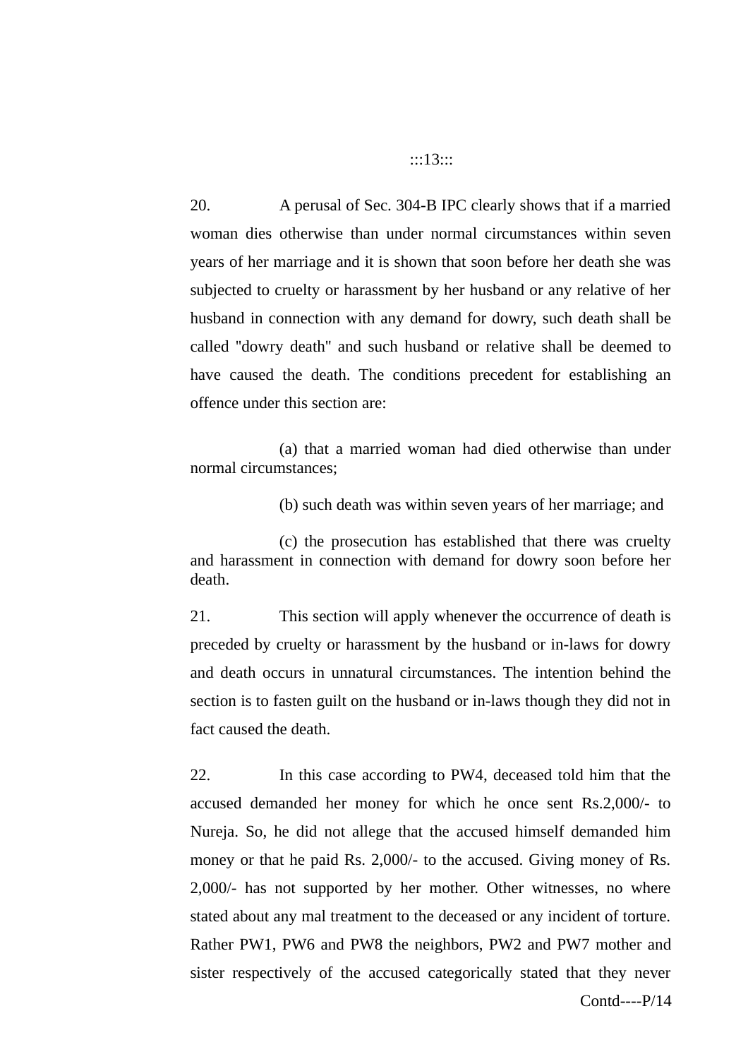20. A perusal of Sec. 304-B IPC clearly shows that if a married woman dies otherwise than under normal circumstances within seven years of her marriage and it is shown that soon before her death she was subjected to cruelty or harassment by her husband or any relative of her husband in connection with any demand for dowry, such death shall be called "dowry death" and such husband or relative shall be deemed to have caused the death. The conditions precedent for establishing an offence under this section are:

(a) that a married woman had died otherwise than under normal circumstances;

(b) such death was within seven years of her marriage; and

(c) the prosecution has established that there was cruelty and harassment in connection with demand for dowry soon before her death.

21. This section will apply whenever the occurrence of death is preceded by cruelty or harassment by the husband or in-laws for dowry and death occurs in unnatural circumstances. The intention behind the section is to fasten guilt on the husband or in-laws though they did not in fact caused the death.

22. In this case according to PW4, deceased told him that the accused demanded her money for which he once sent Rs.2,000/- to Nureja. So, he did not allege that the accused himself demanded him money or that he paid Rs. 2,000/- to the accused. Giving money of Rs. 2,000/- has not supported by her mother. Other witnesses, no where stated about any mal treatment to the deceased or any incident of torture. Rather PW1, PW6 and PW8 the neighbors, PW2 and PW7 mother and sister respectively of the accused categorically stated that they never

Contd----P/14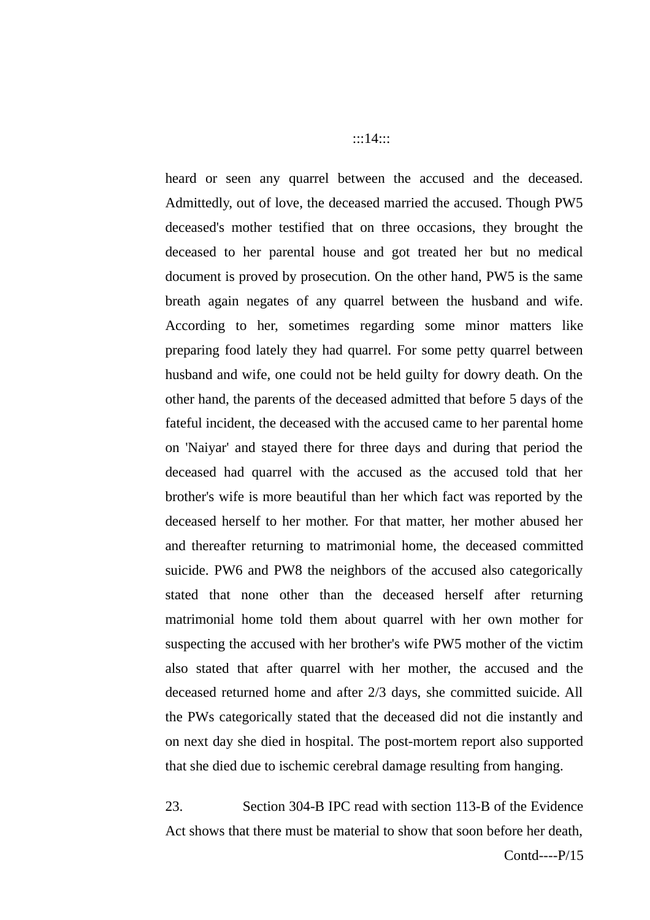heard or seen any quarrel between the accused and the deceased. Admittedly, out of love, the deceased married the accused. Though PW5 deceased's mother testified that on three occasions, they brought the deceased to her parental house and got treated her but no medical document is proved by prosecution. On the other hand, PW5 is the same breath again negates of any quarrel between the husband and wife. According to her, sometimes regarding some minor matters like preparing food lately they had quarrel. For some petty quarrel between husband and wife, one could not be held guilty for dowry death. On the other hand, the parents of the deceased admitted that before 5 days of the fateful incident, the deceased with the accused came to her parental home on 'Naiyar' and stayed there for three days and during that period the deceased had quarrel with the accused as the accused told that her brother's wife is more beautiful than her which fact was reported by the deceased herself to her mother. For that matter, her mother abused her and thereafter returning to matrimonial home, the deceased committed suicide. PW6 and PW8 the neighbors of the accused also categorically stated that none other than the deceased herself after returning matrimonial home told them about quarrel with her own mother for suspecting the accused with her brother's wife PW5 mother of the victim also stated that after quarrel with her mother, the accused and the deceased returned home and after 2/3 days, she committed suicide. All the PWs categorically stated that the deceased did not die instantly and on next day she died in hospital. The post-mortem report also supported that she died due to ischemic cerebral damage resulting from hanging.

23. Section 304-B IPC read with section 113-B of the Evidence Act shows that there must be material to show that soon before her death,

Contd----P/15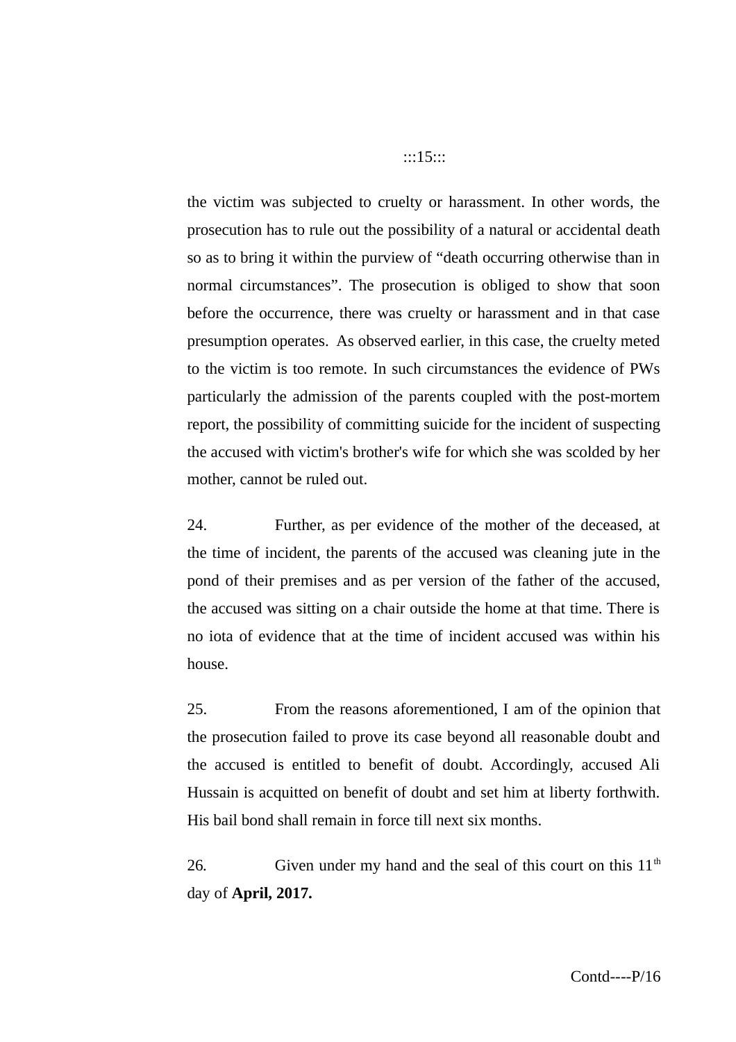the victim was subjected to cruelty or harassment. In other words, the prosecution has to rule out the possibility of a natural or accidental death so as to bring it within the purview of "death occurring otherwise than in normal circumstances". The prosecution is obliged to show that soon before the occurrence, there was cruelty or harassment and in that case presumption operates. As observed earlier, in this case, the cruelty meted to the victim is too remote. In such circumstances the evidence of PWs particularly the admission of the parents coupled with the post-mortem report, the possibility of committing suicide for the incident of suspecting the accused with victim's brother's wife for which she was scolded by her mother, cannot be ruled out.

24. Further, as per evidence of the mother of the deceased, at the time of incident, the parents of the accused was cleaning jute in the pond of their premises and as per version of the father of the accused, the accused was sitting on a chair outside the home at that time. There is no iota of evidence that at the time of incident accused was within his house.

25. From the reasons aforementioned, I am of the opinion that the prosecution failed to prove its case beyond all reasonable doubt and the accused is entitled to benefit of doubt. Accordingly, accused Ali Hussain is acquitted on benefit of doubt and set him at liberty forthwith. His bail bond shall remain in force till next six months.

26. Given under my hand and the seal of this court on this 11th day of **April, 2017.**

Contd----P/16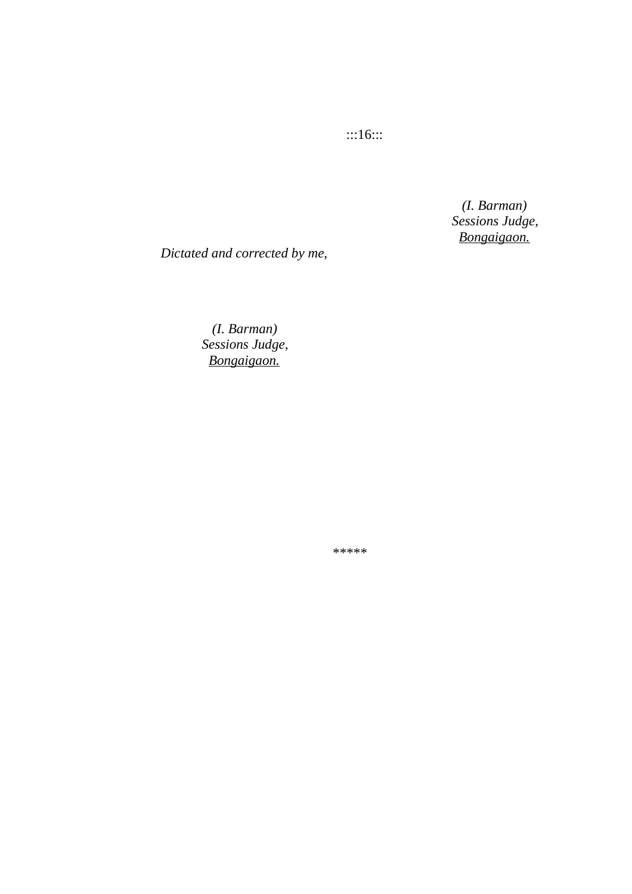*(I. Barman)*
*Sessions Judge,*
*Bongaigaon.*

*Dictated and corrected by me,*

*(I. Barman)*
*Sessions Judge,*
*Bongaigaon.*

*****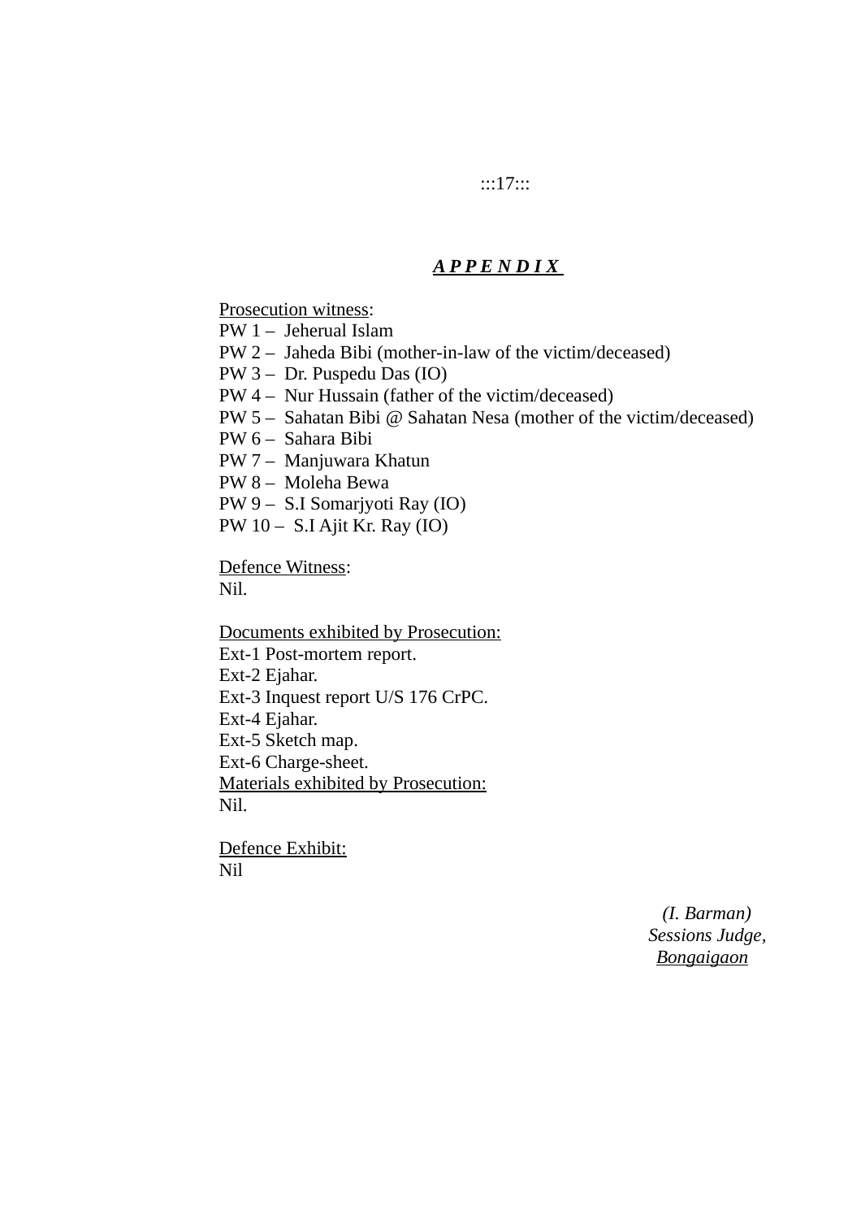## ***A P P E N D I X***

Prosecution witness:

PW 1 – Jeherual Islam
PW 2 – Jaheda Bibi (mother-in-law of the victim/deceased)
PW 3 – Dr. Puspedu Das (IO)
PW 4 – Nur Hussain (father of the victim/deceased)
PW 5 – Sahatan Bibi @ Sahatan Nesa (mother of the victim/deceased)
PW 6 – Sahara Bibi
PW 7 – Manjuwara Khatun
PW 8 – Moleha Bewa
PW 9 – S.I Somarjyoti Ray (IO)
PW 10 – S.I Ajit Kr. Ray (IO)

Defence Witness:
Nil.

Documents exhibited by Prosecution:
Ext-1 Post-mortem report.
Ext-2 Ejahar.
Ext-3 Inquest report U/S 176 CrPC.
Ext-4 Ejahar.
Ext-5 Sketch map.
Ext-6 Charge-sheet.

Materials exhibited by Prosecution:
Nil.

Defence Exhibit:
Nil

*(I. Barman)*
*Sessions Judge,*
*Bongaigaon*